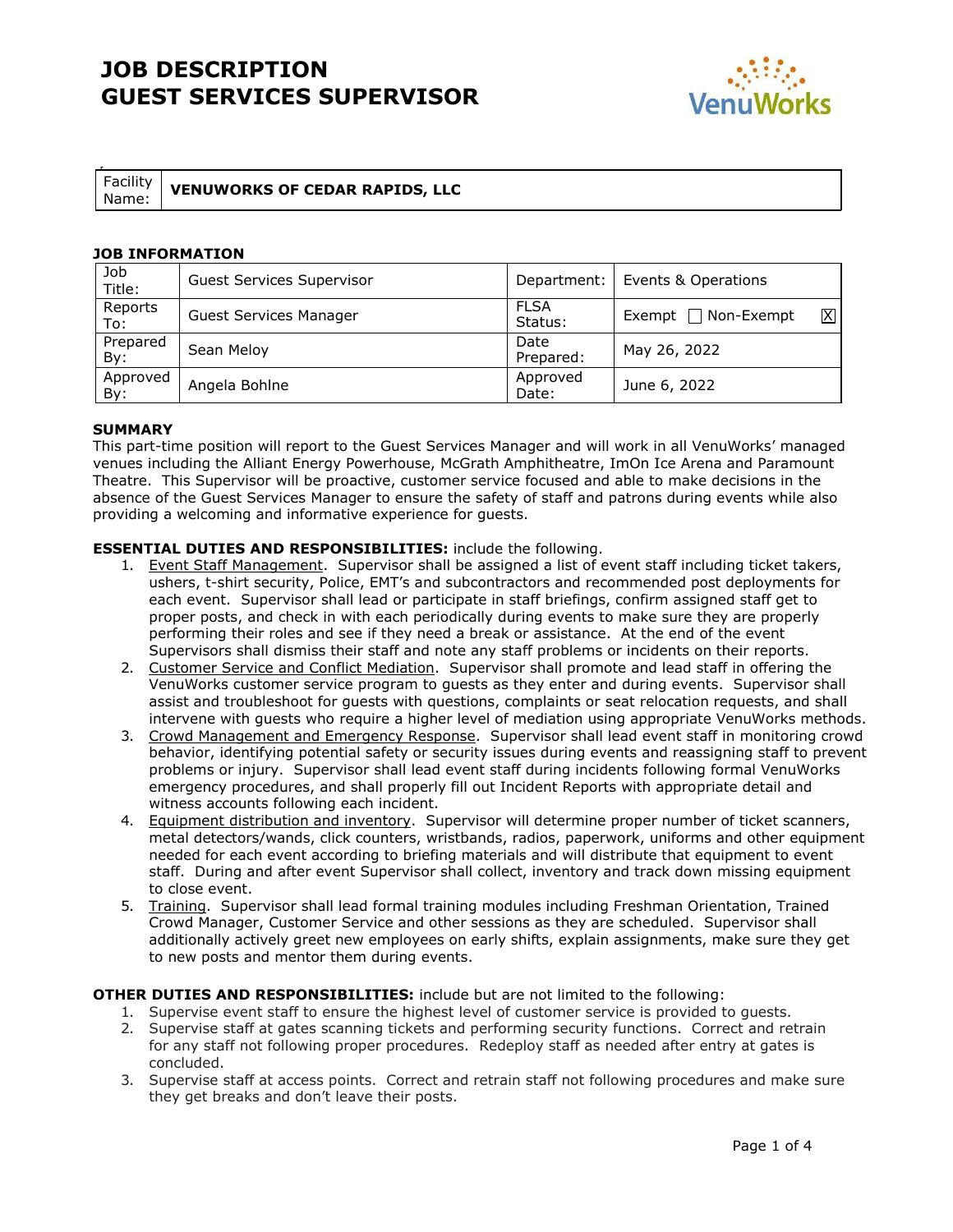# JOB DESCRIPTION
# GUEST SERVICES SUPERVISOR

| Facility Name: | **VENUWORKS OF CEDAR RAPIDS, LLC** |
|---|---|

**JOB INFORMATION**

| Job Title: | Guest Services Supervisor | Department: | Events & Operations |
|---|---|---|---|
| Reports To: | Guest Services Manager | FLSA Status: | Exempt ☐ Non-Exempt ☒ |
| Prepared By: | Sean Meloy | Date Prepared: | May 26, 2022 |
| Approved By: | Angela Bohlne | Approved Date: | June 6, 2022 |

**SUMMARY**

This part-time position will report to the Guest Services Manager and will work in all VenuWorks' managed venues including the Alliant Energy Powerhouse, McGrath Amphitheatre, ImOn Ice Arena and Paramount Theatre. This Supervisor will be proactive, customer service focused and able to make decisions in the absence of the Guest Services Manager to ensure the safety of staff and patrons during events while also providing a welcoming and informative experience for guests.

**ESSENTIAL DUTIES AND RESPONSIBILITIES:** include the following.

1. <u>Event Staff Management</u>. Supervisor shall be assigned a list of event staff including ticket takers, ushers, t-shirt security, Police, EMT's and subcontractors and recommended post deployments for each event. Supervisor shall lead or participate in staff briefings, confirm assigned staff get to proper posts, and check in with each periodically during events to make sure they are properly performing their roles and see if they need a break or assistance. At the end of the event Supervisors shall dismiss their staff and note any staff problems or incidents on their reports.
2. <u>Customer Service and Conflict Mediation</u>. Supervisor shall promote and lead staff in offering the VenuWorks customer service program to guests as they enter and during events. Supervisor shall assist and troubleshoot for guests with questions, complaints or seat relocation requests, and shall intervene with guests who require a higher level of mediation using appropriate VenuWorks methods.
3. <u>Crowd Management and Emergency Response</u>. Supervisor shall lead event staff in monitoring crowd behavior, identifying potential safety or security issues during events and reassigning staff to prevent problems or injury. Supervisor shall lead event staff during incidents following formal VenuWorks emergency procedures, and shall properly fill out Incident Reports with appropriate detail and witness accounts following each incident.
4. <u>Equipment distribution and inventory</u>. Supervisor will determine proper number of ticket scanners, metal detectors/wands, click counters, wristbands, radios, paperwork, uniforms and other equipment needed for each event according to briefing materials and will distribute that equipment to event staff. During and after event Supervisor shall collect, inventory and track down missing equipment to close event.
5. <u>Training</u>. Supervisor shall lead formal training modules including Freshman Orientation, Trained Crowd Manager, Customer Service and other sessions as they are scheduled. Supervisor shall additionally actively greet new employees on early shifts, explain assignments, make sure they get to new posts and mentor them during events.

**OTHER DUTIES AND RESPONSIBILITIES:** include but are not limited to the following:

1. Supervise event staff to ensure the highest level of customer service is provided to guests.
2. Supervise staff at gates scanning tickets and performing security functions. Correct and retrain for any staff not following proper procedures. Redeploy staff as needed after entry at gates is concluded.
3. Supervise staff at access points. Correct and retrain staff not following procedures and make sure they get breaks and don't leave their posts.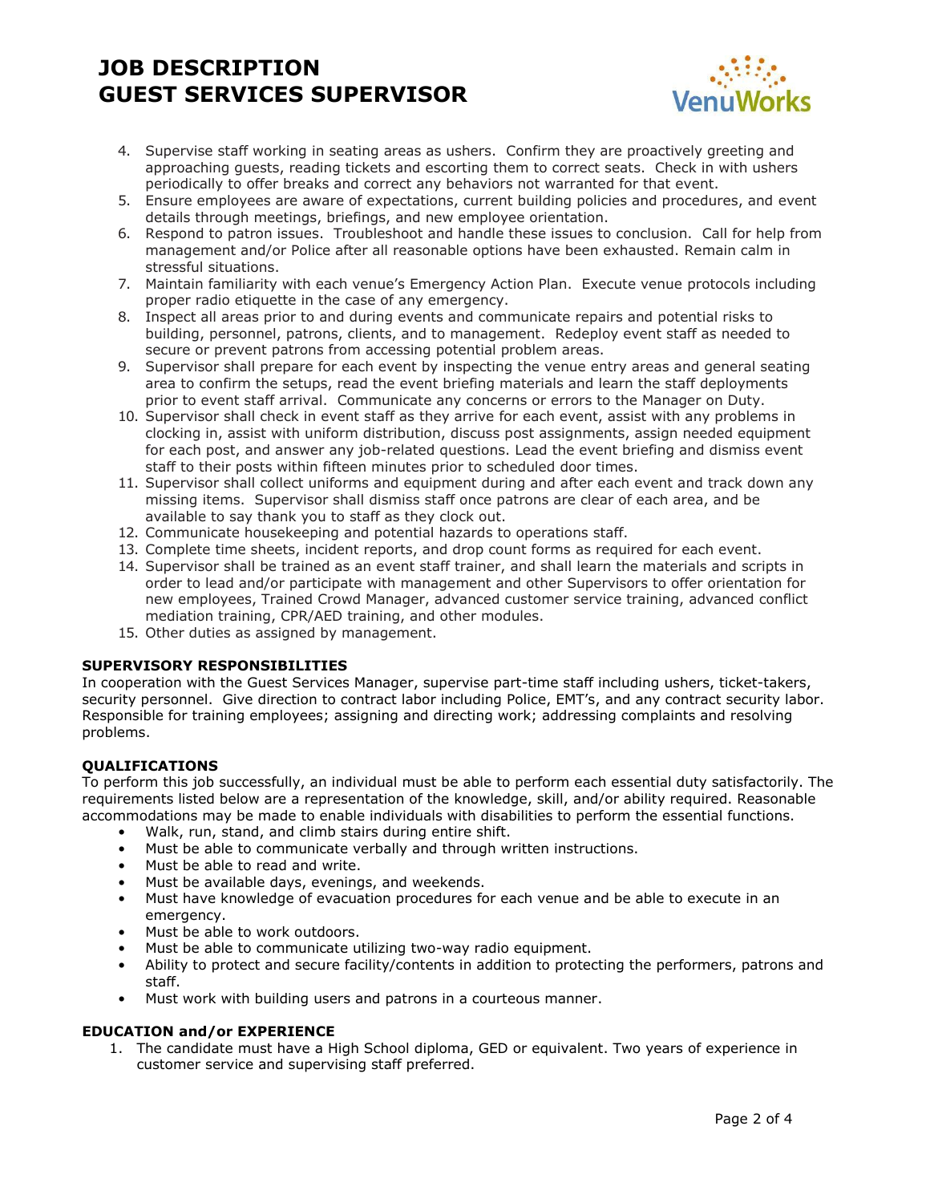# JOB DESCRIPTION
# GUEST SERVICES SUPERVISOR

4. Supervise staff working in seating areas as ushers. Confirm they are proactively greeting and approaching guests, reading tickets and escorting them to correct seats. Check in with ushers periodically to offer breaks and correct any behaviors not warranted for that event.
5. Ensure employees are aware of expectations, current building policies and procedures, and event details through meetings, briefings, and new employee orientation.
6. Respond to patron issues. Troubleshoot and handle these issues to conclusion. Call for help from management and/or Police after all reasonable options have been exhausted. Remain calm in stressful situations.
7. Maintain familiarity with each venue's Emergency Action Plan. Execute venue protocols including proper radio etiquette in the case of any emergency.
8. Inspect all areas prior to and during events and communicate repairs and potential risks to building, personnel, patrons, clients, and to management. Redeploy event staff as needed to secure or prevent patrons from accessing potential problem areas.
9. Supervisor shall prepare for each event by inspecting the venue entry areas and general seating area to confirm the setups, read the event briefing materials and learn the staff deployments prior to event staff arrival. Communicate any concerns or errors to the Manager on Duty.
10. Supervisor shall check in event staff as they arrive for each event, assist with any problems in clocking in, assist with uniform distribution, discuss post assignments, assign needed equipment for each post, and answer any job-related questions. Lead the event briefing and dismiss event staff to their posts within fifteen minutes prior to scheduled door times.
11. Supervisor shall collect uniforms and equipment during and after each event and track down any missing items. Supervisor shall dismiss staff once patrons are clear of each area, and be available to say thank you to staff as they clock out.
12. Communicate housekeeping and potential hazards to operations staff.
13. Complete time sheets, incident reports, and drop count forms as required for each event.
14. Supervisor shall be trained as an event staff trainer, and shall learn the materials and scripts in order to lead and/or participate with management and other Supervisors to offer orientation for new employees, Trained Crowd Manager, advanced customer service training, advanced conflict mediation training, CPR/AED training, and other modules.
15. Other duties as assigned by management.

**SUPERVISORY RESPONSIBILITIES**

In cooperation with the Guest Services Manager, supervise part-time staff including ushers, ticket-takers, security personnel. Give direction to contract labor including Police, EMT's, and any contract security labor. Responsible for training employees; assigning and directing work; addressing complaints and resolving problems.

**QUALIFICATIONS**

To perform this job successfully, an individual must be able to perform each essential duty satisfactorily. The requirements listed below are a representation of the knowledge, skill, and/or ability required. Reasonable accommodations may be made to enable individuals with disabilities to perform the essential functions.

- Walk, run, stand, and climb stairs during entire shift.
- Must be able to communicate verbally and through written instructions.
- Must be able to read and write.
- Must be available days, evenings, and weekends.
- Must have knowledge of evacuation procedures for each venue and be able to execute in an emergency.
- Must be able to work outdoors.
- Must be able to communicate utilizing two-way radio equipment.
- Ability to protect and secure facility/contents in addition to protecting the performers, patrons and staff.
- Must work with building users and patrons in a courteous manner.

**EDUCATION and/or EXPERIENCE**

1. The candidate must have a High School diploma, GED or equivalent. Two years of experience in customer service and supervising staff preferred.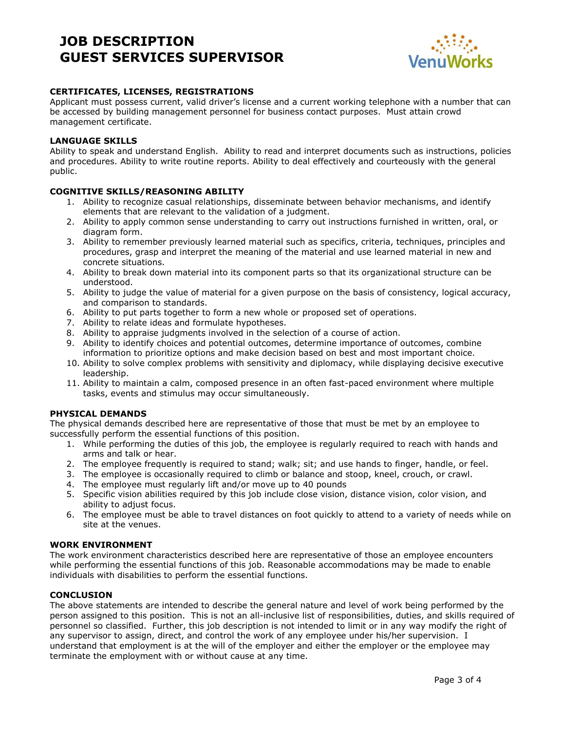# JOB DESCRIPTION
# GUEST SERVICES SUPERVISOR

## CERTIFICATES, LICENSES, REGISTRATIONS

Applicant must possess current, valid driver's license and a current working telephone with a number that can be accessed by building management personnel for business contact purposes. Must attain crowd management certificate.

## LANGUAGE SKILLS

Ability to speak and understand English. Ability to read and interpret documents such as instructions, policies and procedures. Ability to write routine reports. Ability to deal effectively and courteously with the general public.

## COGNITIVE SKILLS/REASONING ABILITY

1. Ability to recognize casual relationships, disseminate between behavior mechanisms, and identify elements that are relevant to the validation of a judgment.
2. Ability to apply common sense understanding to carry out instructions furnished in written, oral, or diagram form.
3. Ability to remember previously learned material such as specifics, criteria, techniques, principles and procedures, grasp and interpret the meaning of the material and use learned material in new and concrete situations.
4. Ability to break down material into its component parts so that its organizational structure can be understood.
5. Ability to judge the value of material for a given purpose on the basis of consistency, logical accuracy, and comparison to standards.
6. Ability to put parts together to form a new whole or proposed set of operations.
7. Ability to relate ideas and formulate hypotheses.
8. Ability to appraise judgments involved in the selection of a course of action.
9. Ability to identify choices and potential outcomes, determine importance of outcomes, combine information to prioritize options and make decision based on best and most important choice.
10. Ability to solve complex problems with sensitivity and diplomacy, while displaying decisive executive leadership.
11. Ability to maintain a calm, composed presence in an often fast-paced environment where multiple tasks, events and stimulus may occur simultaneously.

## PHYSICAL DEMANDS

The physical demands described here are representative of those that must be met by an employee to successfully perform the essential functions of this position.

1. While performing the duties of this job, the employee is regularly required to reach with hands and arms and talk or hear.
2. The employee frequently is required to stand; walk; sit; and use hands to finger, handle, or feel.
3. The employee is occasionally required to climb or balance and stoop, kneel, crouch, or crawl.
4. The employee must regularly lift and/or move up to 40 pounds
5. Specific vision abilities required by this job include close vision, distance vision, color vision, and ability to adjust focus.
6. The employee must be able to travel distances on foot quickly to attend to a variety of needs while on site at the venues.

## WORK ENVIRONMENT

The work environment characteristics described here are representative of those an employee encounters while performing the essential functions of this job. Reasonable accommodations may be made to enable individuals with disabilities to perform the essential functions.

## CONCLUSION

The above statements are intended to describe the general nature and level of work being performed by the person assigned to this position. This is not an all-inclusive list of responsibilities, duties, and skills required of personnel so classified. Further, this job description is not intended to limit or in any way modify the right of any supervisor to assign, direct, and control the work of any employee under his/her supervision. I understand that employment is at the will of the employer and either the employer or the employee may terminate the employment with or without cause at any time.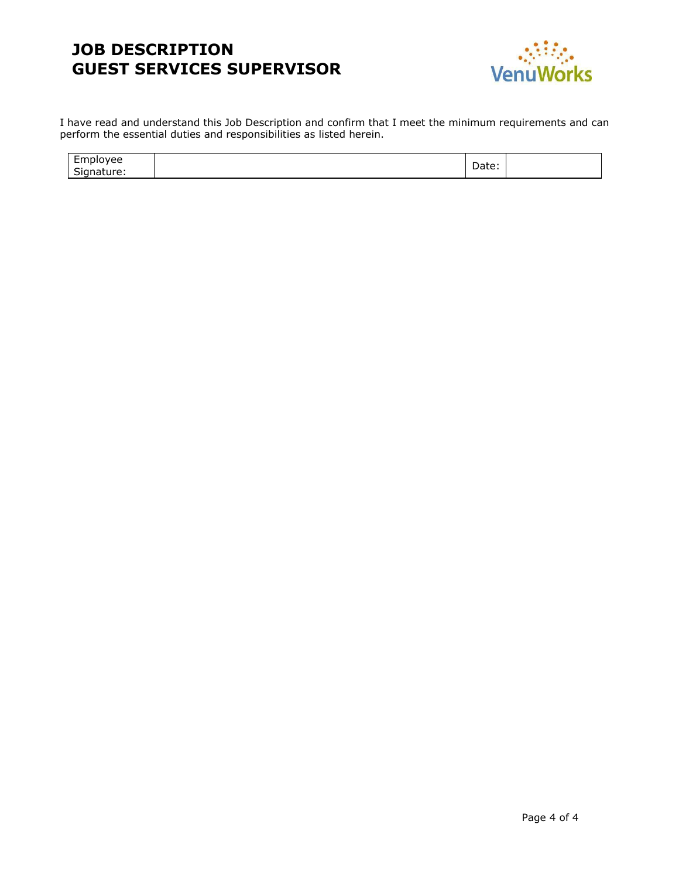I have read and understand this Job Description and confirm that I meet the minimum requirements and can perform the essential duties and responsibilities as listed herein.

| | | | |
|---|---|---|---|
| Employee Signature: | | Date: | |